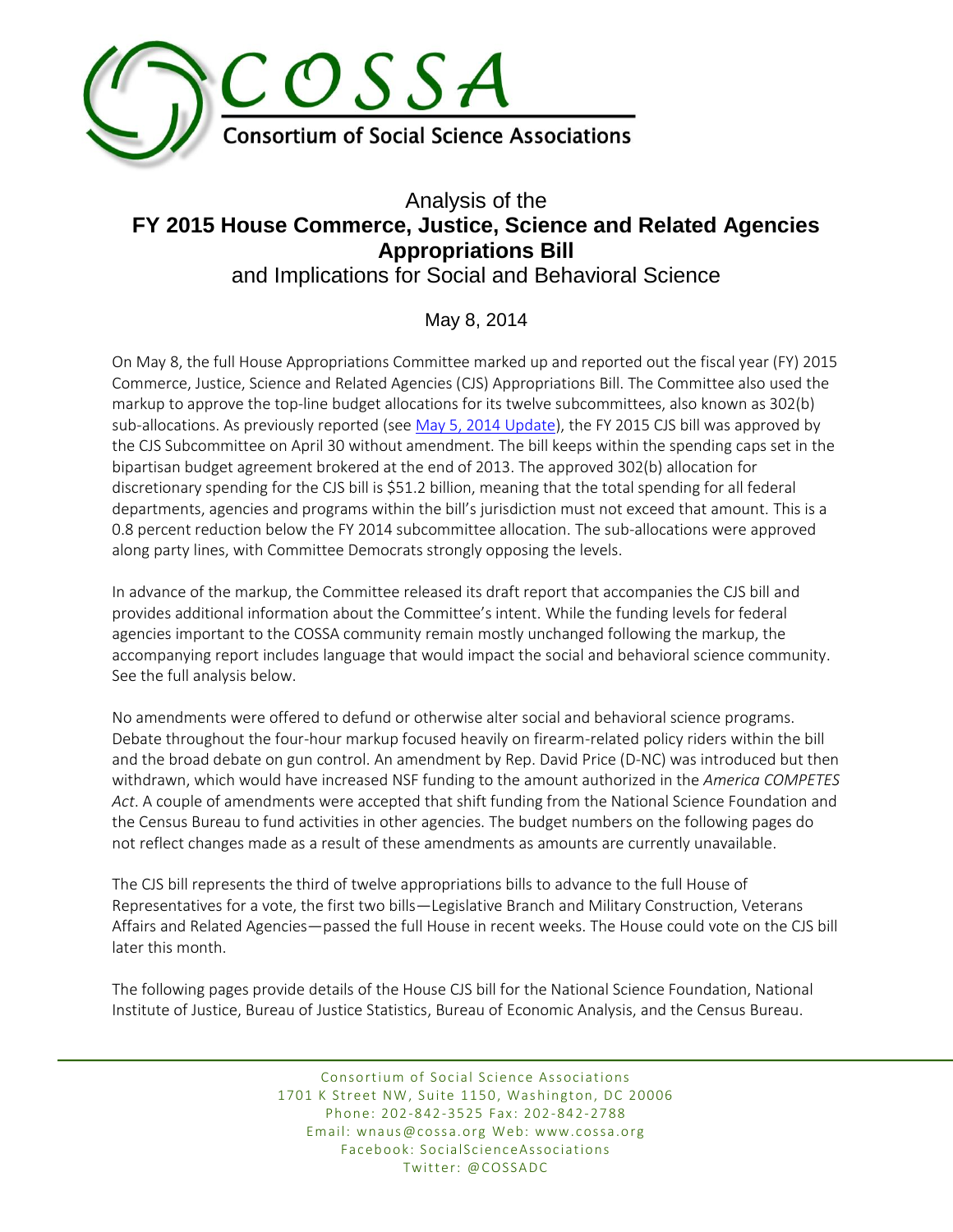# COSSA

**Consortium of Social Science Associations**

## Analysis of the **FY 2015 House Commerce, Justice, Science and Related Agencies Appropriations Bill** and Implications for Social and Behavioral Science

May 8, 2014

On May 8, the full House Appropriations Committee marked up and reported out the fiscal year (FY) 2015 Commerce, Justice, Science and Related Agencies (CJS) Appropriations Bill. The Committee also used the markup to approve the top-line budget allocations for its twelve subcommittees, also known as 302(b) sub-allocations. As previously reported (see May 5, 2014 Update), the FY 2015 CJS bill was approved by the CJS Subcommittee on April 30 without amendment. The bill keeps within the spending caps set in the bipartisan budget agreement brokered at the end of 2013. The approved 302(b) allocation for discretionary spending for the CJS bill is $51.2 billion, meaning that the total spending for all federal departments, agencies and programs within the bill's jurisdiction must not exceed that amount. This is a 0.8 percent reduction below the FY 2014 subcommittee allocation. The sub-allocations were approved along party lines, with Committee Democrats strongly opposing the levels.

In advance of the markup, the Committee released its draft report that accompanies the CJS bill and provides additional information about the Committee's intent. While the funding levels for federal agencies important to the COSSA community remain mostly unchanged following the markup, the accompanying report includes language that would impact the social and behavioral science community. See the full analysis below.

No amendments were offered to defund or otherwise alter social and behavioral science programs. Debate throughout the four-hour markup focused heavily on firearm-related policy riders within the bill and the broad debate on gun control. An amendment by Rep. David Price (D-NC) was introduced but then withdrawn, which would have increased NSF funding to the amount authorized in the *America COMPETES Act*. A couple of amendments were accepted that shift funding from the National Science Foundation and the Census Bureau to fund activities in other agencies. The budget numbers on the following pages do not reflect changes made as a result of these amendments as amounts are currently unavailable.

The CJS bill represents the third of twelve appropriations bills to advance to the full House of Representatives for a vote, the first two bills—Legislative Branch and Military Construction, Veterans Affairs and Related Agencies—passed the full House in recent weeks. The House could vote on the CJS bill later this month.

The following pages provide details of the House CJS bill for the National Science Foundation, National Institute of Justice, Bureau of Justice Statistics, Bureau of Economic Analysis, and the Census Bureau.

Consortium of Social Science Associations
1701 K Street NW, Suite 1150, Washington, DC 20006
Phone: 202-842-3525 Fax: 202-842-2788
Email: wnaus@cossa.org Web: www.cossa.org
Facebook: SocialScienceAssociations
Twitter: @COSSADC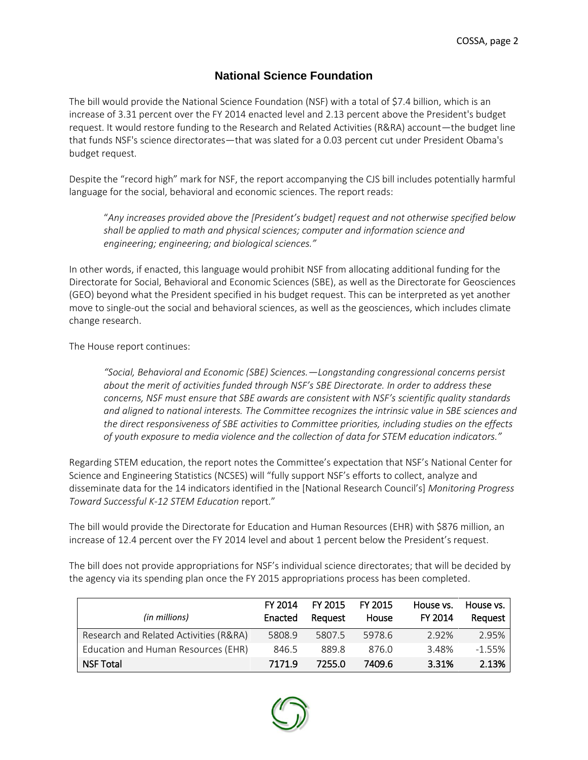## National Science Foundation

The bill would provide the National Science Foundation (NSF) with a total of $7.4 billion, which is an increase of 3.31 percent over the FY 2014 enacted level and 2.13 percent above the President's budget request. It would restore funding to the Research and Related Activities (R&RA) account—the budget line that funds NSF's science directorates—that was slated for a 0.03 percent cut under President Obama's budget request.

Despite the "record high" mark for NSF, the report accompanying the CJS bill includes potentially harmful language for the social, behavioral and economic sciences. The report reads:

> "*Any increases provided above the [President's budget] request and not otherwise specified below shall be applied to math and physical sciences; computer and information science and engineering; engineering; and biological sciences."*

In other words, if enacted, this language would prohibit NSF from allocating additional funding for the Directorate for Social, Behavioral and Economic Sciences (SBE), as well as the Directorate for Geosciences (GEO) beyond what the President specified in his budget request. This can be interpreted as yet another move to single-out the social and behavioral sciences, as well as the geosciences, which includes climate change research.

The House report continues:

> *"Social, Behavioral and Economic (SBE) Sciences.—Longstanding congressional concerns persist about the merit of activities funded through NSF's SBE Directorate. In order to address these concerns, NSF must ensure that SBE awards are consistent with NSF's scientific quality standards and aligned to national interests. The Committee recognizes the intrinsic value in SBE sciences and the direct responsiveness of SBE activities to Committee priorities, including studies on the effects of youth exposure to media violence and the collection of data for STEM education indicators."*

Regarding STEM education, the report notes the Committee's expectation that NSF's National Center for Science and Engineering Statistics (NCSES) will "fully support NSF's efforts to collect, analyze and disseminate data for the 14 indicators identified in the [National Research Council's] *Monitoring Progress Toward Successful K-12 STEM Education* report."

The bill would provide the Directorate for Education and Human Resources (EHR) with $876 million, an increase of 12.4 percent over the FY 2014 level and about 1 percent below the President's request.

The bill does not provide appropriations for NSF's individual science directorates; that will be decided by the agency via its spending plan once the FY 2015 appropriations process has been completed.

| *(in millions)* | FY 2014 Enacted | FY 2015 Request | FY 2015 House | House vs. FY 2014 | House vs. Request |
|---|---|---|---|---|---|
| Research and Related Activities (R&RA) | 5808.9 | 5807.5 | 5978.6 | 2.92% | 2.95% |
| Education and Human Resources (EHR) | 846.5 | 889.8 | 876.0 | 3.48% | -1.55% |
| **NSF Total** | **7171.9** | **7255.0** | **7409.6** | **3.31%** | **2.13%** |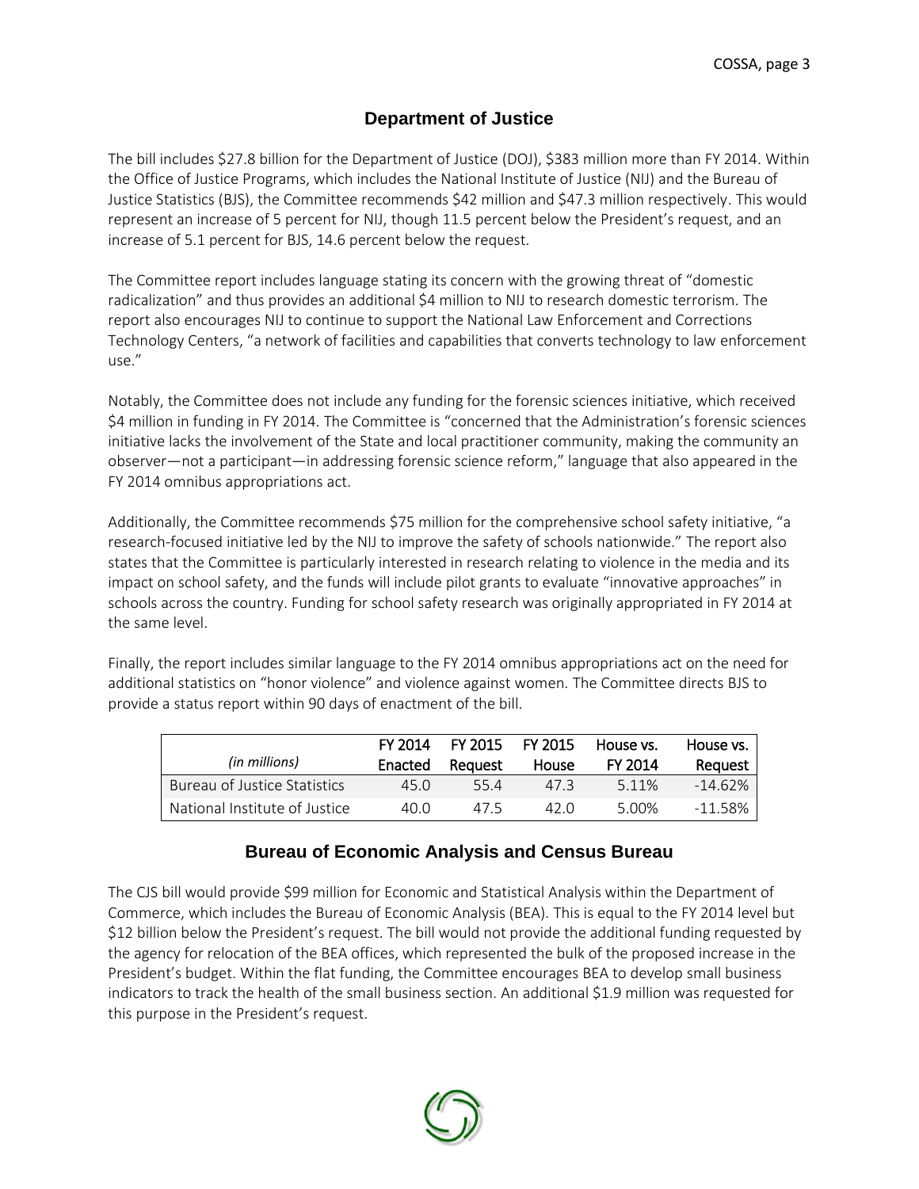## Department of Justice

The bill includes $27.8 billion for the Department of Justice (DOJ), $383 million more than FY 2014. Within the Office of Justice Programs, which includes the National Institute of Justice (NIJ) and the Bureau of Justice Statistics (BJS), the Committee recommends $42 million and $47.3 million respectively. This would represent an increase of 5 percent for NIJ, though 11.5 percent below the President's request, and an increase of 5.1 percent for BJS, 14.6 percent below the request.

The Committee report includes language stating its concern with the growing threat of "domestic radicalization" and thus provides an additional $4 million to NIJ to research domestic terrorism. The report also encourages NIJ to continue to support the National Law Enforcement and Corrections Technology Centers, "a network of facilities and capabilities that converts technology to law enforcement use."

Notably, the Committee does not include any funding for the forensic sciences initiative, which received $4 million in funding in FY 2014. The Committee is "concerned that the Administration's forensic sciences initiative lacks the involvement of the State and local practitioner community, making the community an observer—not a participant—in addressing forensic science reform," language that also appeared in the FY 2014 omnibus appropriations act.

Additionally, the Committee recommends $75 million for the comprehensive school safety initiative, "a research-focused initiative led by the NIJ to improve the safety of schools nationwide." The report also states that the Committee is particularly interested in research relating to violence in the media and its impact on school safety, and the funds will include pilot grants to evaluate "innovative approaches" in schools across the country. Funding for school safety research was originally appropriated in FY 2014 at the same level.

Finally, the report includes similar language to the FY 2014 omnibus appropriations act on the need for additional statistics on "honor violence" and violence against women. The Committee directs BJS to provide a status report within 90 days of enactment of the bill.

| *(in millions)* | FY 2014 Enacted | FY 2015 Request | FY 2015 House | House vs. FY 2014 | House vs. Request |
|---|---|---|---|---|---|
| Bureau of Justice Statistics | 45.0 | 55.4 | 47.3 | 5.11% | -14.62% |
| National Institute of Justice | 40.0 | 47.5 | 42.0 | 5.00% | -11.58% |

## Bureau of Economic Analysis and Census Bureau

The CJS bill would provide $99 million for Economic and Statistical Analysis within the Department of Commerce, which includes the Bureau of Economic Analysis (BEA). This is equal to the FY 2014 level but $12 billion below the President's request. The bill would not provide the additional funding requested by the agency for relocation of the BEA offices, which represented the bulk of the proposed increase in the President's budget. Within the flat funding, the Committee encourages BEA to develop small business indicators to track the health of the small business section. An additional $1.9 million was requested for this purpose in the President's request.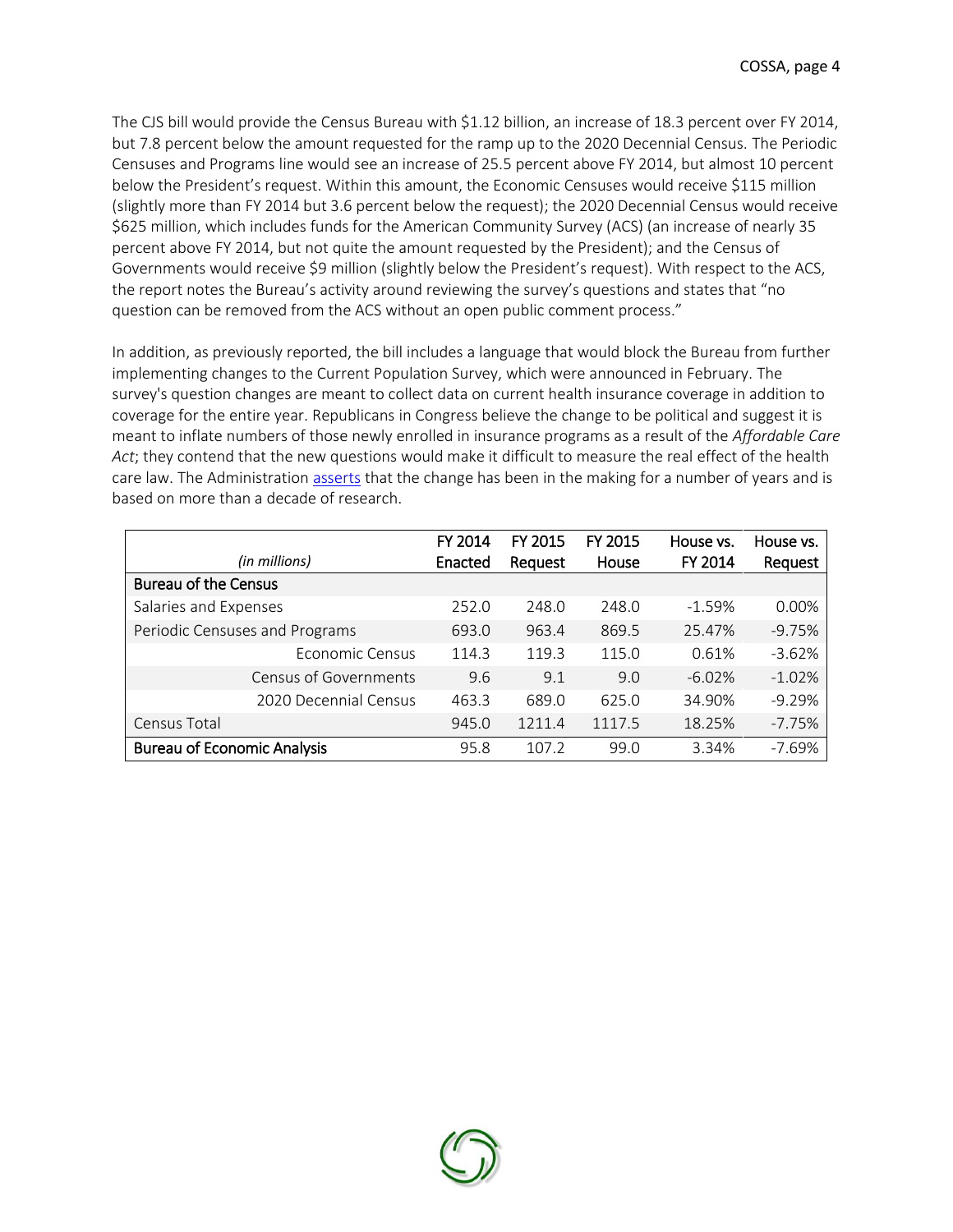The CJS bill would provide the Census Bureau with $1.12 billion, an increase of 18.3 percent over FY 2014, but 7.8 percent below the amount requested for the ramp up to the 2020 Decennial Census. The Periodic Censuses and Programs line would see an increase of 25.5 percent above FY 2014, but almost 10 percent below the President's request. Within this amount, the Economic Censuses would receive $115 million (slightly more than FY 2014 but 3.6 percent below the request); the 2020 Decennial Census would receive $625 million, which includes funds for the American Community Survey (ACS) (an increase of nearly 35 percent above FY 2014, but not quite the amount requested by the President); and the Census of Governments would receive $9 million (slightly below the President's request). With respect to the ACS, the report notes the Bureau's activity around reviewing the survey's questions and states that "no question can be removed from the ACS without an open public comment process."

In addition, as previously reported, the bill includes a language that would block the Bureau from further implementing changes to the Current Population Survey, which were announced in February. The survey's question changes are meant to collect data on current health insurance coverage in addition to coverage for the entire year. Republicans in Congress believe the change to be political and suggest it is meant to inflate numbers of those newly enrolled in insurance programs as a result of the *Affordable Care Act*; they contend that the new questions would make it difficult to measure the real effect of the health care law. The Administration asserts that the change has been in the making for a number of years and is based on more than a decade of research.

| *(in millions)* | FY 2014 Enacted | FY 2015 Request | FY 2015 House | House vs. FY 2014 | House vs. Request |
|---|---|---|---|---|---|
| **Bureau of the Census** | | | | | |
| Salaries and Expenses | 252.0 | 248.0 | 248.0 | -1.59% | 0.00% |
| Periodic Censuses and Programs | 693.0 | 963.4 | 869.5 | 25.47% | -9.75% |
| Economic Census | 114.3 | 119.3 | 115.0 | 0.61% | -3.62% |
| Census of Governments | 9.6 | 9.1 | 9.0 | -6.02% | -1.02% |
| 2020 Decennial Census | 463.3 | 689.0 | 625.0 | 34.90% | -9.29% |
| Census Total | 945.0 | 1211.4 | 1117.5 | 18.25% | -7.75% |
| **Bureau of Economic Analysis** | 95.8 | 107.2 | 99.0 | 3.34% | -7.69% |